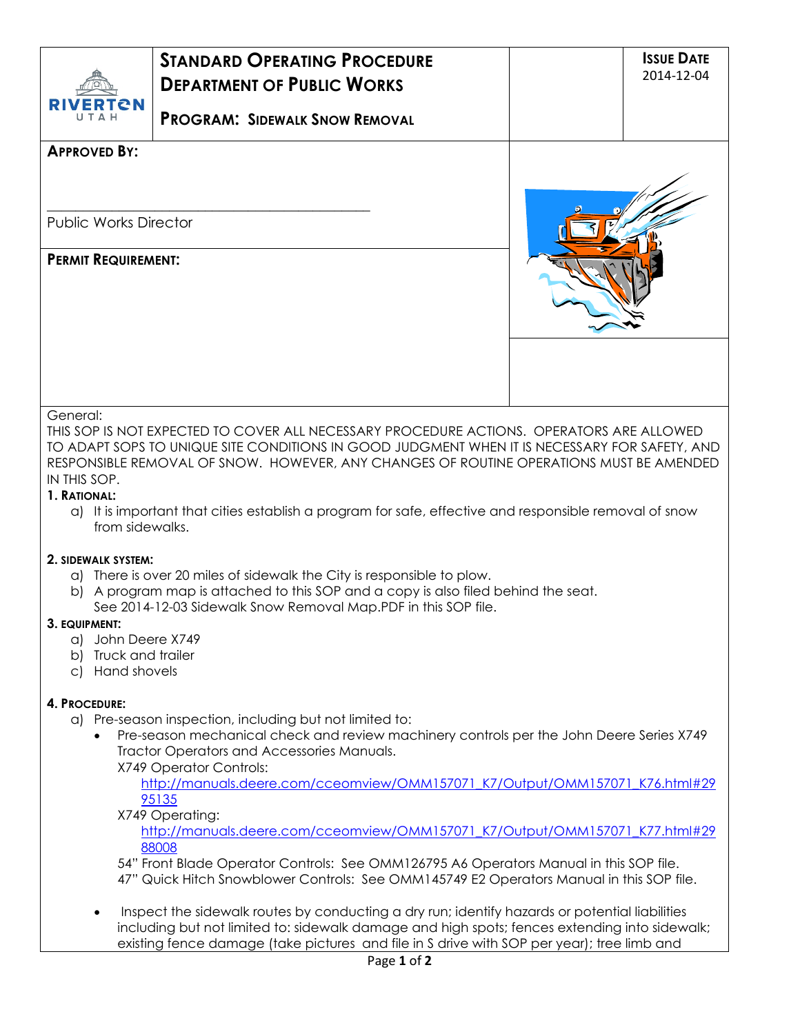# STANDARD OPERATING PROCEDURE
## DEPARTMENT OF PUBLIC WORKS

RIVERTON UTAH

**PROGRAM: SIDEWALK SNOW REMOVAL**

**ISSUE DATE**
2014-12-04

**APPROVED BY:**

\_\_\_\_\_\_\_\_\_\_\_\_\_\_\_\_\_\_\_\_\_\_\_\_\_\_\_\_\_\_\_\_\_\_\_\_\_\_\_\_

Public Works Director

**PERMIT REQUIREMENT:**

General:
THIS SOP IS NOT EXPECTED TO COVER ALL NECESSARY PROCEDURE ACTIONS. OPERATORS ARE ALLOWED TO ADAPT SOPS TO UNIQUE SITE CONDITIONS IN GOOD JUDGMENT WHEN IT IS NECESSARY FOR SAFETY, AND RESPONSIBLE REMOVAL OF SNOW. HOWEVER, ANY CHANGES OF ROUTINE OPERATIONS MUST BE AMENDED IN THIS SOP.

**1. RATIONAL:**

a) It is important that cities establish a program for safe, effective and responsible removal of snow from sidewalks.

**2. SIDEWALK SYSTEM:**

a) There is over 20 miles of sidewalk the City is responsible to plow.
b) A program map is attached to this SOP and a copy is also filed behind the seat. See 2014-12-03 Sidewalk Snow Removal Map.PDF in this SOP file.

**3. EQUIPMENT:**

a) John Deere X749
b) Truck and trailer
c) Hand shovels

**4. PROCEDURE:**

a) Pre-season inspection, including but not limited to:
   - Pre-season mechanical check and review machinery controls per the John Deere Series X749 Tractor Operators and Accessories Manuals.
     X749 Operator Controls:
     http://manuals.deere.com/cceomview/OMM157071_K7/Output/OMM157071_K76.html#2995135
     X749 Operating:
     http://manuals.deere.com/cceomview/OMM157071_K7/Output/OMM157071_K77.html#2988008
     54" Front Blade Operator Controls: See OMM126795 A6 Operators Manual in this SOP file.
     47" Quick Hitch Snowblower Controls: See OMM145749 E2 Operators Manual in this SOP file.
   - Inspect the sidewalk routes by conducting a dry run; identify hazards or potential liabilities including but not limited to: sidewalk damage and high spots; fences extending into sidewalk; existing fence damage (take pictures and file in S drive with SOP per year); tree limb and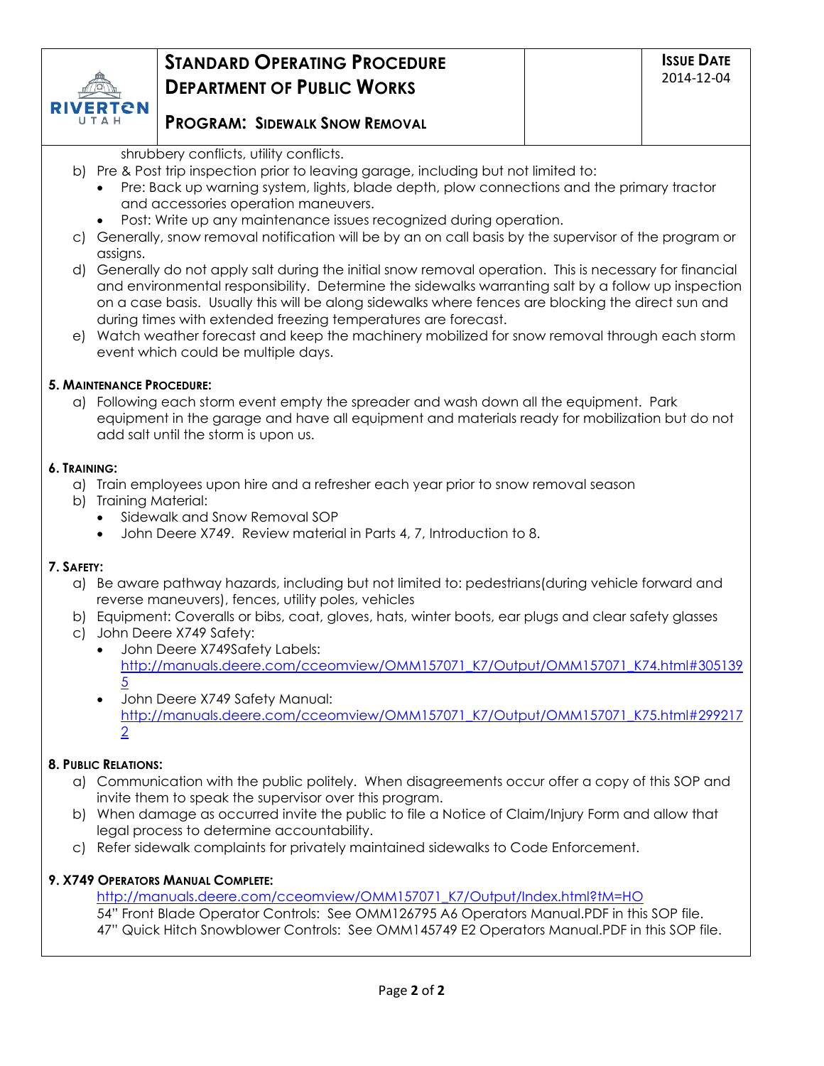shrubbery conflicts, utility conflicts.

b) Pre & Post trip inspection prior to leaving garage, including but not limited to:
   - Pre: Back up warning system, lights, blade depth, plow connections and the primary tractor and accessories operation maneuvers.
   - Post: Write up any maintenance issues recognized during operation.

c) Generally, snow removal notification will be by an on call basis by the supervisor of the program or assigns.

d) Generally do not apply salt during the initial snow removal operation. This is necessary for financial and environmental responsibility. Determine the sidewalks warranting salt by a follow up inspection on a case basis. Usually this will be along sidewalks where fences are blocking the direct sun and during times with extended freezing temperatures are forecast.

e) Watch weather forecast and keep the machinery mobilized for snow removal through each storm event which could be multiple days.

**5. Maintenance Procedure:**

a) Following each storm event empty the spreader and wash down all the equipment. Park equipment in the garage and have all equipment and materials ready for mobilization but do not add salt until the storm is upon us.

**6. Training:**

a) Train employees upon hire and a refresher each year prior to snow removal season

b) Training Material:
   - Sidewalk and Snow Removal SOP
   - John Deere X749. Review material in Parts 4, 7, Introduction to 8.

**7. Safety:**

a) Be aware pathway hazards, including but not limited to: pedestrians(during vehicle forward and reverse maneuvers), fences, utility poles, vehicles

b) Equipment: Coveralls or bibs, coat, gloves, hats, winter boots, ear plugs and clear safety glasses

c) John Deere X749 Safety:
   - John Deere X749Safety Labels: http://manuals.deere.com/cceomview/OMM157071_K7/Output/OMM157071_K74.html#3051395
   - John Deere X749 Safety Manual: http://manuals.deere.com/cceomview/OMM157071_K7/Output/OMM157071_K75.html#2992172

**8. Public Relations:**

a) Communication with the public politely. When disagreements occur offer a copy of this SOP and invite them to speak the supervisor over this program.

b) When damage as occurred invite the public to file a Notice of Claim/Injury Form and allow that legal process to determine accountability.

c) Refer sidewalk complaints for privately maintained sidewalks to Code Enforcement.

**9. X749 Operators Manual Complete:**

http://manuals.deere.com/cceomview/OMM157071_K7/Output/Index.html?tM=HO
54" Front Blade Operator Controls: See OMM126795 A6 Operators Manual.PDF in this SOP file.
47" Quick Hitch Snowblower Controls: See OMM145749 E2 Operators Manual.PDF in this SOP file.